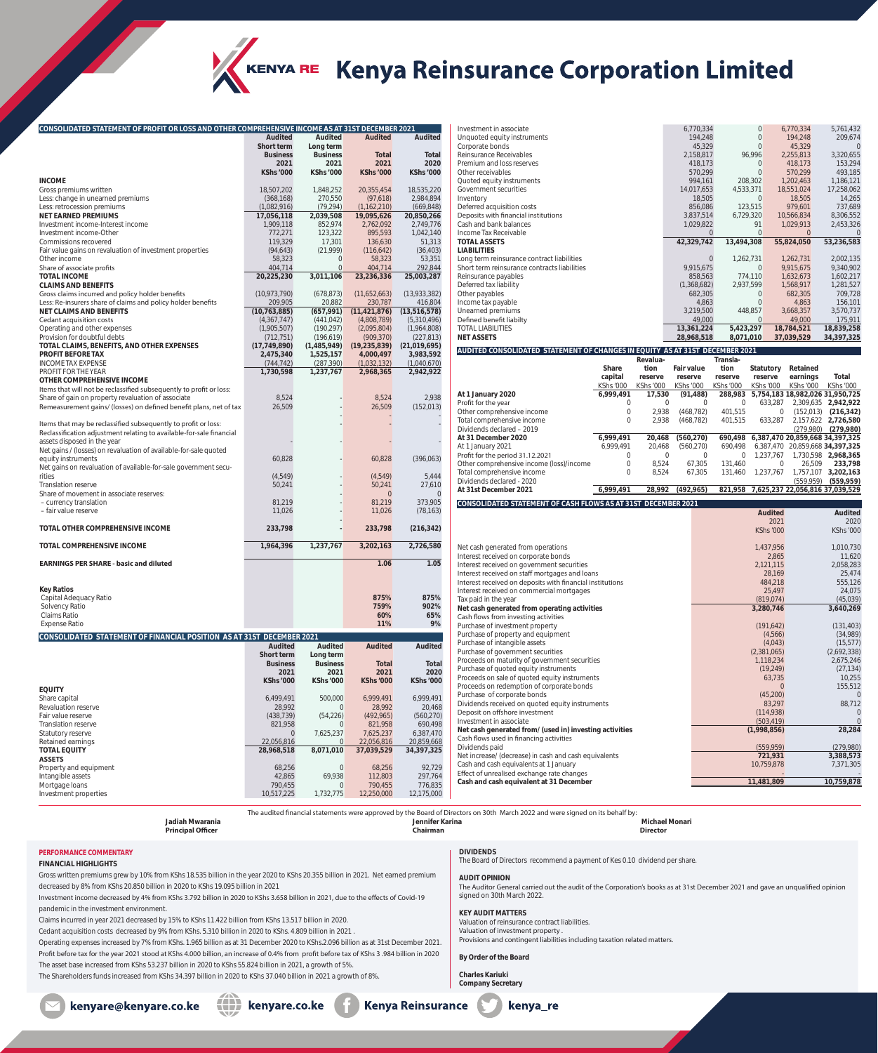# Kenya Reinsurance Corporation Limited

## CONSOLIDATED STATEMENT OF PROFIT OR LOSS AND OTHER COMPREHENSIVE INCOME AS AT 31ST DECEMBER 2021

| | Audited Short term Business 2021 KShs '000 | Audited Long term Business 2021 KShs '000 | Audited Total 2021 KShs '000 | Audited Total 2020 KShs '000 |
|---|---|---|---|---|
| **INCOME** | | | | |
| Gross premiums written | 18,507,202 | 1,848,252 | 20,355,454 | 18,535,220 |
| Less: change in unearned premiums | (368,168) | 270,550 | (97,618) | 2,984,894 |
| Less: retrocession premiums | (1,082,916) | (79,294) | (1,162,210) | (669,848) |
| **NET EARNED PREMIUMS** | **17,056,118** | **2,039,508** | **19,095,626** | **20,850,266** |
| Investment income-Interest income | 1,909,118 | 852,974 | 2,762,092 | 2,749,776 |
| Investment income-Other | 772,271 | 123,322 | 895,593 | 1,042,140 |
| Commissions recovered | 119,329 | 17,301 | 136,630 | 51,313 |
| Fair value gains on revaluation of investment properties | (94,643) | (21,999) | (116,642) | (36,403) |
| Other income | 58,323 | 0 | 58,323 | 53,351 |
| Share of associate profits | 404,714 | 0 | 404,714 | 292,844 |
| **TOTAL INCOME** | **20,225,230** | **3,011,106** | **23,236,336** | **25,003,287** |
| **CLAIMS AND BENEFITS** | | | | |
| Gross claims incurred and policy holder benefits | (10,973,790) | (678,873) | (11,652,663) | (13,933,382) |
| Less: Re-insurers share of claims and policy holder benefits | 209,905 | 20,882 | 230,787 | 416,804 |
| **NET CLAIMS AND BENEFITS** | **(10,763,885)** | **(657,991)** | **(11,421,876)** | **(13,516,578)** |
| Cedant acquisition costs | (4,367,747) | (441,042) | (4,808,789) | (5,310,496) |
| Operating and other expenses | (1,905,507) | (190,297) | (2,095,804) | (1,964,808) |
| Provision for doubtful debts | (712,751) | (196,619) | (909,370) | (227,813) |
| **TOTAL CLAIMS, BENEFITS, AND OTHER EXPENSES** | **(17,749,890)** | **(1,485,949)** | **(19,235,839)** | **(21,019,695)** |
| **PROFIT BEFORE TAX** | **2,475,340** | **1,525,157** | **4,000,497** | **3,983,592** |
| INCOME TAX EXPENSE | (744,742) | (287,390) | (1,032,132) | (1,040,670) |
| PROFIT FOR THE YEAR | **1,730,598** | **1,237,767** | **2,968,365** | **2,942,922** |
| **OTHER COMPREHENSIVE INCOME** | | | | |
| Items that will not be reclassified subsequently to profit or loss: | | | | |
| Share of gain on property revaluation of associate | 8,524 | - | 8,524 | 2,938 |
| Remeasurement gains/ (losses) on defined benefit plans, net of tax | 26,509 | - | 26,509 | (152,013) |
| | | - | - | - |
| Items that may be reclassified subsequently to profit or loss: | | - | | |
| Reclassification adjustment relating to available-for-sale financial assets disposed in the year | - | - | - | - |
| Net gains / (losses) on revaluation of available-for-sale quoted equity instruments | 60,828 | - | 60,828 | (396,063) |
| Net gains on revaluation of available-for-sale government securities | (4,549) | - | (4,549) | 5,444 |
| Translation reserve | 50,241 | - | 50,241 | 27,610 |
| Share of movement in associate reserves: | | - | 0 | 0 |
| – currency translation | 81,219 | - | 81,219 | 373,905 |
| – fair value reserve | 11,026 | - | 11,026 | (78,163) |
| **TOTAL OTHER COMPREHENSIVE INCOME** | **233,798** | **-** | **233,798** | **(216,342)** |
| **TOTAL COMPREHENSIVE INCOME** | **1,964,396** | **1,237,767** | **3,202,163** | **2,726,580** |
| **EARNINGS PER SHARE - basic and diluted** | | | **1.06** | **1.05** |
| **Key Ratios** | | | | |
| Capital Adequacy Ratio | | | **875%** | **875%** |
| Solvency Ratio | | | **759%** | **902%** |
| Claims Ratio | | | **60%** | **65%** |
| Expense Ratio | | | **11%** | **9%** |

## CONSOLIDATED STATEMENT OF FINANCIAL POSITION AS AT 31ST DECEMBER 2021

| | Audited Short term Business 2021 KShs '000 | Audited Long term Business 2021 KShs '000 | Audited Total 2021 KShs '000 | Audited Total 2020 KShs '000 |
|---|---|---|---|---|
| **EQUITY** | | | | |
| Share capital | 6,499,491 | 500,000 | 6,999,491 | 6,999,491 |
| Revaluation reserve | 28,992 | 0 | 28,992 | 20,468 |
| Fair value reserve | (438,739) | (54,226) | (492,965) | (560,270) |
| Translation reserve | 821,958 | 0 | 821,958 | 690,498 |
| Statutory reserve | 0 | 7,625,237 | 7,625,237 | 6,387,470 |
| Retained earnings | 22,056,816 | 0 | 22,056,816 | 20,859,668 |
| **TOTAL EQUITY** | **28,968,518** | **8,071,010** | **37,039,529** | **34,397,325** |
| **ASSETS** | | | | |
| Property and equipment | 68,256 | 0 | 68,256 | 92,729 |
| Intangible assets | 42,865 | 69,938 | 112,803 | 297,764 |
| Mortgage loans | 790,455 | 0 | 790,455 | 776,835 |
| Investment properties | 10,517,225 | 1,732,775 | 12,250,000 | 12,175,000 |
| Investment in associate | 6,770,334 | 0 | 6,770,334 | 5,761,432 |
| Unquoted equity instruments | 194,248 | 0 | 194,248 | 209,674 |
| Corporate bonds | 45,329 | 0 | 45,329 | 0 |
| Reinsurance Receivables | 2,158,817 | 96,996 | 2,255,813 | 3,320,655 |
| Premium and loss reserves | 418,173 | 0 | 418,173 | 153,294 |
| Other receivables | 570,299 | 0 | 570,299 | 493,185 |
| Quoted equity instruments | 994,161 | 208,302 | 1,202,463 | 1,186,121 |
| Government securities | 14,017,653 | 4,533,371 | 18,551,024 | 17,258,062 |
| Inventory | 18,505 | 0 | 18,505 | 14,265 |
| Deferred acquisition costs | 856,086 | 123,515 | 979,601 | 737,689 |
| Deposits with financial institutions | 3,837,514 | 6,729,320 | 10,566,834 | 8,306,552 |
| Cash and bank balances | 1,029,822 | 91 | 1,029,913 | 2,453,326 |
| Income Tax Receivable | 0 | 0 | 0 | 0 |
| **TOTAL ASSETS** | **42,329,742** | **13,494,308** | **55,824,050** | **53,236,583** |
| **LIABILITIES** | | | | |
| Long term reinsurance contract liabilities | 0 | 1,262,731 | 1,262,731 | 2,002,135 |
| Short term reinsurance contracts liabilities | 9,915,675 | 0 | 9,915,675 | 9,340,902 |
| Reinsurance payables | 858,563 | 774,110 | 1,632,673 | 1,602,217 |
| Deferred tax liability | (1,368,682) | 2,937,599 | 1,568,917 | 1,281,527 |
| Other payables | 682,305 | 0 | 682,305 | 709,728 |
| Income tax payable | 4,863 | 0 | 4,863 | 156,101 |
| Unearned premiums | 3,219,500 | 448,857 | 3,668,357 | 3,570,737 |
| Defined benefit liability | 49,000 | 0 | 49,000 | 175,911 |
| TOTAL LIABILITIES | **13,361,224** | **5,423,297** | **18,784,521** | **18,839,258** |
| **NET ASSETS** | **28,968,518** | **8,071,010** | **37,039,529** | **34,397,325** |

## AUDITED CONSOLIDATED STATEMENT OF CHANGES IN EQUITY AS AT 31ST DECEMBER 2021

| | Share capital KShs '000 | Revaluation reserve KShs '000 | Fair value reserve KShs '000 | Translation reserve KShs '000 | Statutory reserve KShs '000 | Retained earnings KShs '000 | Total KShs '000 |
|---|---|---|---|---|---|---|---|
| **At 1 January 2020** | **6,999,491** | **17,530** | **(91,488)** | **288,983** | **5,754,183** | **18,982,026** | **31,950,725** |
| Profit for the year | 0 | 0 | 0 | 0 | 633,287 | 2,309,635 | **2,942,922** |
| Other comprehensive income | 0 | 2,938 | (468,782) | 401,515 | 0 | (152,013) | **(216,342)** |
| Total comprehensive income | 0 | 2,938 | (468,782) | 401,515 | 633,287 | 2,157,622 | **2,726,580** |
| Dividends declared – 2019 | | | | | | (279,980) | **(279,980)** |
| **At 31 December 2020** | **6,999,491** | **20,468** | **(560,270)** | **690,498** | **6,387,470** | **20,859,668** | **34,397,325** |
| At 1 January 2021 | 6,999,491 | 20,468 | (560,270) | 690,498 | 6,387,470 | 20,859,668 | **34,397,325** |
| Profit for the period 31.12.2021 | 0 | 0 | 0 | 0 | 1,237,767 | 1,730,598 | **2,968,365** |
| Other comprehensive income (loss)/income | 0 | 8,524 | 67,305 | 131,460 | 0 | 26,509 | **233,798** |
| Total comprehensive income | 0 | 8,524 | 67,305 | 131,460 | 1,237,767 | 1,757,107 | **3,202,163** |
| Dividends declared - 2020 | | | | | | (559,959) | **(559,959)** |
| **At 31st December 2021** | **6,999,491** | **28,992** | **(492,965)** | **821,958** | **7,625,237** | **22,056,816** | **37,039,529** |

## CONSOLIDATED STATEMENT OF CASH FLOWS AS AT 31ST DECEMBER 2021

| | Audited 2021 KShs '000 | Audited 2020 KShs '000 |
|---|---|---|
| Net cash generated from operations | 1,437,956 | 1,010,730 |
| Interest received on corporate bonds | 2,865 | 11,620 |
| Interest received on government securities | 2,121,115 | 2,058,283 |
| Interest received on staff mortgages and loans | 28,169 | 25,474 |
| Interest received on deposits with financial institutions | 484,218 | 555,126 |
| Interest received on commercial mortgages | 25,497 | 24,075 |
| Tax paid in the year | (819,074) | (45,039) |
| **Net cash generated from operating activities** | **3,280,746** | **3,640,269** |
| Cash flows from investing activities | | |
| Purchase of investment property | (191,642) | (131,403) |
| Purchase of property and equipment | (4,566) | (34,989) |
| Purchase of intangible assets | (4,043) | (15,577) |
| Purchase of government securities | (2,381,065) | (2,692,338) |
| Proceeds on maturity of government securities | 1,118,234 | 2,675,246 |
| Purchase of quoted equity instruments | (19,249) | (27,134) |
| Proceeds on sale of quoted equity instruments | 63,735 | 10,255 |
| Proceeds on redemption of corporate bonds | 0 | 155,512 |
| Purchase of corporate bonds | (45,200) | 0 |
| Dividends received on quoted equity instruments | 83,297 | 88,712 |
| Deposit on offshore investment | (114,938) | 0 |
| Investment in associate | (503,419) | 0 |
| **Net cash generated from/ (used in) investing activities** | **(1,998,856)** | **28,284** |
| Cash flows used in financing activities | | |
| Dividends paid | (559,959) | (279,980) |
| Net increase/ (decrease) in cash and cash equivalents | **721,931** | **3,388,573** |
| Cash and cash equivalents at 1 January | 10,759,878 | 7,371,305 |
| Effect of unrealised exchange rate changes | - | - |
| **Cash and cash equivalent at 31 December** | **11,481,809** | **10,759,878** |

The audited financial statements were approved by the Board of Directors on 30th March 2022 and were signed on its behalf by:

**Jadiah Mwarania**
**Principal Officer**

**Jennifer Karina**
**Chairman**

**Michael Monari**
**Director**

### PERFORMANCE COMMENTARY

**FINANCIAL HIGHLIGHTS**

Gross written premiums grew by 10% from KShs 18.535 billion in the year 2020 to KShs 20.355 billion in 2021. Net earned premium decreased by 8% from KShs 20.850 billion in 2020 to KShs 19.095 billion in 2021

Investment income decreased by 4% from KShs 3.792 billion in 2020 to KShs 3.658 billion in 2021, due to the effects of Covid-19 pandemic in the investment environment.

Claims incurred in year 2021 decreased by 15% to KShs 11.422 billion from KShs 13.517 billion in 2020.

Cedant acquisition costs decreased by 9% from KShs. 5.310 billion in 2020 to KShs. 4.809 billion in 2021 .

Operating expenses increased by 7% from KShs. 1.965 billion as at 31 December 2020 to KShs.2.096 billion as at 31st December 2021.

Profit before tax for the year 2021 stood at KShs 4.000 billion, an increase of 0.4% from profit before tax of KShs 3 .984 billion in 2020

The asset base increased from KShs 53.237 billion in 2020 to KShs 55.824 billion in 2021, a growth of 5%.

The Shareholders funds increased from KShs 34.397 billion in 2020 to KShs 37.040 billion in 2021 a growth of 8%.

**DIVIDENDS**

The Board of Directors recommend a payment of Kes 0.10 dividend per share.

**AUDIT OPINION**

The Auditor General carried out the audit of the Corporation's books as at 31st December 2021 and gave an unqualified opinion signed on 30th March 2022.

**KEY AUDIT MATTERS**

Valuation of reinsurance contract liabilities.
Valuation of investment property .
Provisions and contingent liabilities including taxation related matters.

**By Order of the Board**

**Charles Kariuki**
**Company Secretary**

kenyare@kenyare.co.ke | kenyare.co.ke | Kenya Reinsurance | kenya_re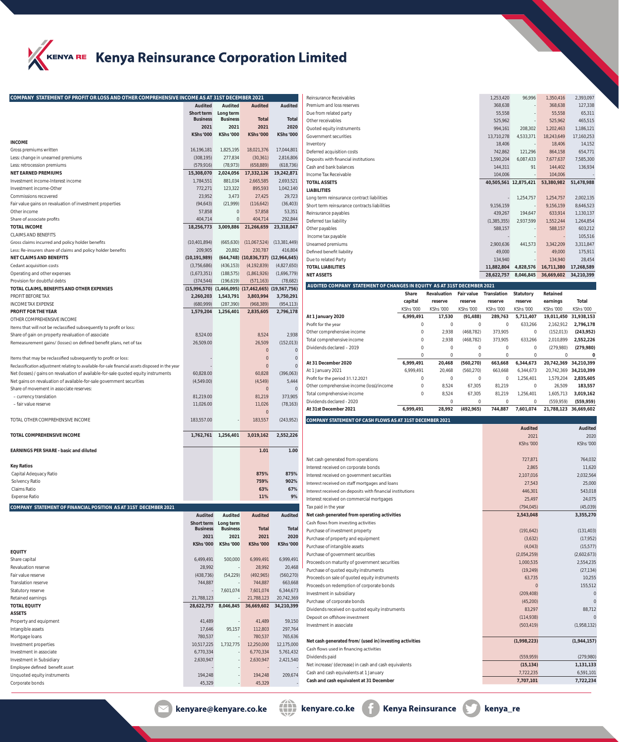# Kenya Reinsurance Corporation Limited

## COMPANY STATEMENT OF PROFIT OR LOSS AND OTHER COMPREHENSIVE INCOME AS AT 31ST DECEMBER 2021

| | Audited | Audited | Audited | Audited |
|---|---|---|---|---|
| | Short term Business | Long term Business | Total | Total |
| | 2021 | 2021 | 2021 | 2020 |
| | KShs '000 | KShs '000 | KShs '000 | KShs '000 |
| **INCOME** | | | | |
| Gross premiums written | 16,196,181 | 1,825,195 | 18,021,376 | 17,044,801 |
| Less: change in unearned premiums | (308,195) | 277,834 | (30,361) | 2,816,806 |
| Less: retrocession premiums | (579,916) | (78,973) | (658,889) | (618,736) |
| **NET EARNED PREMIUMS** | **15,308,070** | **2,024,056** | **17,332,126** | **19,242,871** |
| Investment income-Interest income | 1,784,551 | 881,034 | 2,665,585 | 2,693,521 |
| Investment income-Other | 772,271 | 123,322 | 895,593 | 1,042,140 |
| Commissions recovered | 23,952 | 3,473 | 27,425 | 29,723 |
| Fair value gains on revaluation of investment properties | (94,643) | (21,999) | (116,642) | (36,403) |
| Other income | 57,858 | 0 | 57,858 | 53,351 |
| Share of associate profits | 404,714 | 0 | 404,714 | 292,844 |
| **TOTAL INCOME** | **18,256,773** | **3,009,886** | **21,266,659** | **23,318,047** |
| CLAIMS AND BENEFITS | | | | |
| Gross claims incurred and policy holder benefits | (10,401,894) | (665,630) | (11,067,524) | (13,381,449) |
| Less: Re-insurers share of claims and policy holder benefits | 209,905 | 20,882 | 230,787 | 416,804 |
| **NET CLAIMS AND BENEFITS** | **(10,191,989)** | **(644,748)** | **(10,836,737)** | **(12,964,645)** |
| Cedant acquisition costs | (3,756,686) | (436,153) | (4,192,839) | (4,827,650) |
| Operating and other expenses | (1,673,351) | (188,575) | (1,861,926) | (1,696,779) |
| Provision for doubtful debts | (374,544) | (196,619) | (571,163) | (78,682) |
| **TOTAL CLAIMS, BENEFITS AND OTHER EXPENSES** | **(15,996,570)** | **(1,466,095)** | **(17,462,665)** | **(19,567,756)** |
| PROFIT BEFORE TAX | 2,260,203 | 1,543,791 | 3,803,994 | 3,750,291 |
| INCOME TAX EXPENSE | (680,999) | (287,390) | (968,389) | (954,113) |
| **PROFIT FOR THE YEAR** | **1,579,204** | **1,256,401** | **2,835,605** | **2,796,178** |
| OTHER COMPREHENSIVE INCOME | | | | |
| Items that will not be reclassified subsequently to profit or loss: | | | | |
| Share of gain on property revaluation of associate | 8,524.00 | | 8,524 | 2,938 |
| Remeasurement gains/ (losses) on defined benefit plans, net of tax | 26,509.00 | | 26,509 | (152,013) |
| | | | 0 | 0 |
| Items that may be reclassified subsequently to profit or loss: | - | | 0 | 0 |
| Reclassification adjustment relating to available-for-sale financial assets disposed in the year | - | | 0 | 0 |
| Net (losses) / gains on revaluation of available-for-sale quoted equity instruments | 60,828.00 | | 60,828 | (396,063) |
| Net gains on revaluation of available-for-sale government securities | (4,549.00) | | (4,549) | 5,444 |
| Share of movement in associate reserves: | | | 0 | 0 |
| – currency translation | 81,219.00 | | 81,219 | 373,905 |
| – fair value reserve | 11,026.00 | | 11,026 | (78,163) |
| | | | 0 | |
| TOTAL OTHER COMPREHENSIVE INCOME | 183,557.00 | - | 183,557 | (243,952) |
| **TOTAL COMPREHENSIVE INCOME** | **1,762,761** | **1,256,401** | **3,019,162** | **2,552,226** |
| **EARNINGS PER SHARE - basic and diluted** | | | **1.01** | **1.00** |
| **Key Ratios** | | | | |
| Capital Adequacy Ratio | | | 875% | 875% |
| Solvency Ratio | | | 759% | 902% |
| Claims Ratio | | | 63% | 67% |
| Expense Ratio | | | 11% | 9% |

## COMPANY STATEMENT OF FINANCIAL POSITION AS AT 31ST DECEMBER 2021

| | Audited | Audited | Audited | Audited |
|---|---|---|---|---|
| | Short term Business | Long term Business | Total | Total |
| | 2021 | 2021 | 2021 | 2020 |
| | KShs '000 | KShs '000 | KShs '000 | KShs '000 |
| **EQUITY** | | | | |
| Share capital | 6,499,491 | 500,000 | 6,999,491 | 6,999,491 |
| Revaluation reserve | 28,992 | - | 28,992 | 20,468 |
| Fair value reserve | (438,736) | (54,229) | (492,965) | (560,270) |
| Translation reserve | 744,887 | | 744,887 | 663,668 |
| Statutory reserve | - | 7,601,074 | 7,601,074 | 6,344,673 |
| Retained earnings | 21,788,123 | - | 21,788,123 | 20,742,369 |
| **TOTAL EQUITY** | **28,622,757** | **8,046,845** | **36,669,602** | **34,210,399** |
| **ASSETS** | | | | |
| Property and equipment | 41,489 | - | 41,489 | 59,150 |
| Intangible assets | 17,646 | 95,157 | 112,803 | 297,764 |
| Mortgage loans | 780,537 | - | 780,537 | 765,636 |
| Investment properties | 10,517,225 | 1,732,775 | 12,250,000 | 12,175,000 |
| Investment in associate | 6,770,334 | - | 6,770,334 | 5,761,432 |
| Investment in Subsidiary | 2,630,947 | - | 2,630,947 | 2,421,540 |
| Employee defined benefit asset | - | - | - | - |
| Unquoted equity instruments | 194,248 | - | 194,248 | 209,674 |
| Corporate bonds | 45,329 | - | 45,329 | - |
| Reinsurance Receivables | 1,253,420 | 96,996 | 1,350,416 | 2,393,097 |
| Premium and loss reserves | 368,638 | - | 368,638 | 127,338 |
| Due from related party | 55,558 | - | 55,558 | 65,311 |
| Other receivables | 525,962 | - | 525,962 | 465,515 |
| Quoted equity instruments | 994,161 | 208,302 | 1,202,463 | 1,186,121 |
| Government securities | 13,710,278 | 4,533,371 | 18,243,649 | 17,160,253 |
| Inventory | 18,406 | - | 18,406 | 14,152 |
| Deferred acquisition costs | 742,862 | 121,296 | 864,158 | 654,771 |
| Deposits with financial institutions | 1,590,204 | 6,087,433 | 7,677,637 | 7,585,300 |
| Cash and bank balances | 144,311 | 91 | 144,402 | 136,934 |
| Income Tax Receivable | 104,006 | | 104,006 | - |
| **TOTAL ASSETS** | **40,505,561** | **12,875,421** | **53,380,982** | **51,478,988** |
| **LIABILITIES** | | | | |
| Long term reinsurance contract liabilities | - | 1,254,757 | 1,254,757 | 2,002,135 |
| Short term reinsurance contracts liabilities | 9,156,159 | - | 9,156,159 | 8,646,523 |
| Reinsurance payables | 439,267 | 194,647 | 633,914 | 1,130,137 |
| Deferred tax liability | (1,385,355) | 2,937,599 | 1,552,244 | 1,264,854 |
| Other payables | 588,157 | - | 588,157 | 603,212 |
| Income tax payable | - | - | - | 105,516 |
| Unearned premiums | 2,900,636 | 441,573 | 3,342,209 | 3,311,847 |
| Defined benefit liability | 49,000 | - | 49,000 | 175,911 |
| Due to related Party | 134,940 | - | 134,940 | 28,454 |
| **TOTAL LIABILITIES** | **11,882,804** | **4,828,576** | **16,711,380** | **17,268,589** |
| **NET ASSETS** | **28,622,757** | **8,046,845** | **36,669,602** | **34,210,399** |

## AUDITED COMPANY STATEMENT OF CHANGES IN EQUITY AS AT 31ST DECEMBER 2021

| | Share capital | Revaluation reserve | Fair value reserve | Translation reserve | Statutory reserve | Retained earnings | Total |
|---|---|---|---|---|---|---|---|
| | KShs '000 | KShs '000 | KShs '000 | KShs '000 | KShs '000 | KShs '000 | KShs '000 |
| **At 1 January 2020** | **6,999,491** | **17,530** | **(91,488)** | **289,763** | **5,711,407** | **19,011,450** | **31,938,153** |
| Profit for the year | 0 | 0 | 0 | 0 | 633,266 | 2,162,912 | **2,796,178** |
| Other comprehensive income | 0 | 2,938 | (468,782) | 373,905 | 0 | (152,013) | **(243,952)** |
| Total comprehensive income | 0 | 2,938 | (468,782) | 373,905 | 633,266 | 2,010,899 | **2,552,226** |
| Dividends declared – 2019 | 0 | 0 | 0 | 0 | 0 | (279,980) | **(279,980)** |
| | 0 | 0 | 0 | 0 | 0 | 0 | **0** |
| **At 31 December 2020** | **6,999,491** | **20,468** | **(560,270)** | **663,668** | **6,344,673** | **20,742,369** | **34,210,399** |
| At 1 January 2021 | 6,999,491 | 20,468 | (560,270) | 663,668 | 6,344,673 | 20,742,369 | **34,210,399** |
| Profit for the period 31.12.2021 | 0 | 0 | 0 | 0 | 1,256,401 | 1,579,204 | **2,835,605** |
| Other comprehensive income (loss)/income | 0 | 8,524 | 67,305 | 81,219 | 0 | 26,509 | **183,557** |
| Total comprehensive income | 0 | 8,524 | 67,305 | 81,219 | 1,256,401 | 1,605,713 | **3,019,162** |
| Dividends declared - 2020 | | 0 | 0 | 0 | 0 | (559,959) | **(559,959)** |
| **At 31st December 2021** | **6,999,491** | **28,992** | **(492,965)** | **744,887** | **7,601,074** | **21,788,123** | **36,669,602** |

## COMPANY STATEMENT OF CASH FLOWS AS AT 31ST DECEMBER 2021

| | Audited | Audited |
|---|---|---|
| | 2021 | 2020 |
| | KShs '000 | KShs '000 |
| Net cash generated from operations | 727,871 | 764,032 |
| Interest received on corporate bonds | 2,865 | 11,620 |
| Interest received on government securities | 2,107,016 | 2,032,564 |
| Interest received on staff mortgages and loans | 27,543 | 25,000 |
| Interest received on deposits with financial institutions | 446,301 | 543,018 |
| Interest received on commercial mortgages | 25,497 | 24,075 |
| Tax paid in the year | (794,045) | (45,039) |
| **Net cash generated from operating activities** | **2,543,048** | **3,355,270** |
| Cash flows from investing activities | | |
| Purchase of investment property | (191,642) | (131,403) |
| Purchase of property and equipment | (3,632) | (17,952) |
| Purchase of intangible assets | (4,043) | (15,577) |
| Purchase of government securities | (2,054,259) | (2,602,673) |
| Proceeds on maturity of government securities | 1,000,535 | 2,554,235 |
| Purchase of quoted equity instruments | (19,249) | (27,134) |
| Proceeds on sale of quoted equity instruments | 63,735 | 10,255 |
| Proceeds on redemption of corporate bonds | 0 | 155,512 |
| Investment in subsidiary | (209,408) | 0 |
| Purchase of corporate bonds | (45,200) | 0 |
| Dividends received on quoted equity instruments | 83,297 | 88,712 |
| Deposit on offshore investment | (114,938) | 0 |
| Investment in associate | (503,419) | (1,958,132) |
| **Net cash generated from/ (used in) investing activities** | **(1,998,223)** | **(1,944,157)** |
| Cash flows used in financing activities | | |
| Dividends paid | (559,959) | (279,980) |
| Net increase/ (decrease) in cash and cash equivalents | **(15,134)** | **1,131,133** |
| Cash and cash equivalents at 1 January | 7,722,235 | 6,591,101 |
| **Cash and cash equivalent at 31 December** | **7,707,101** | **7,722,234** |

kenyare@kenyare.co.ke | kenyare.co.ke | Kenya Reinsurance | kenya_re